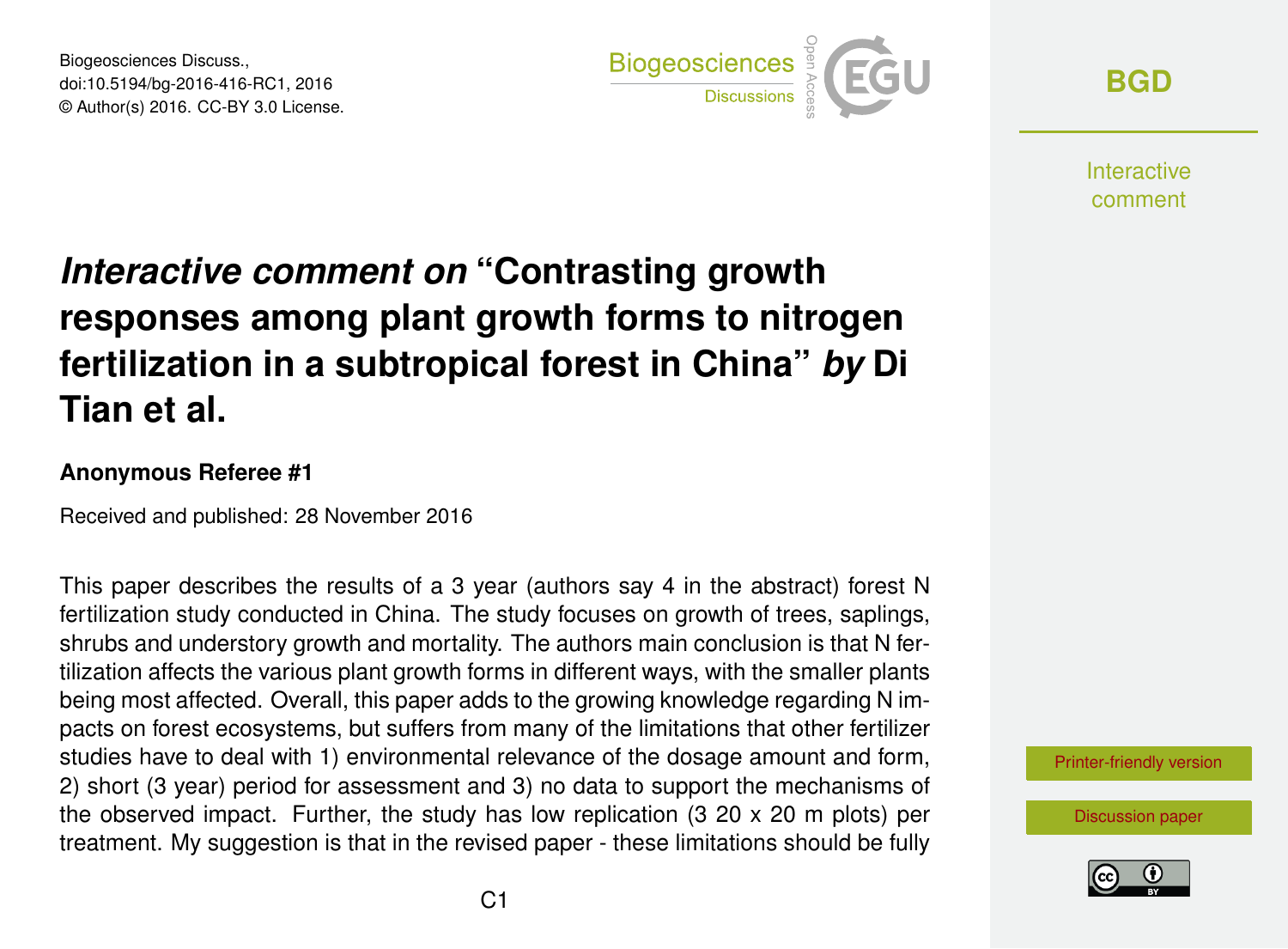# *Interactive comment on* "Contrasting growth responses among plant growth forms to nitrogen fertilization in a subtropical forest in China" *by* Di Tian et al.

**Anonymous Referee #1**

Received and published: 28 November 2016

This paper describes the results of a 3 year (authors say 4 in the abstract) forest N fertilization study conducted in China. The study focuses on growth of trees, saplings, shrubs and understory growth and mortality. The authors main conclusion is that N fertilization affects the various plant growth forms in different ways, with the smaller plants being most affected. Overall, this paper adds to the growing knowledge regarding N impacts on forest ecosystems, but suffers from many of the limitations that other fertilizer studies have to deal with 1) environmental relevance of the dosage amount and form, 2) short (3 year) period for assessment and 3) no data to support the mechanisms of the observed impact. Further, the study has low replication (3 20 x 20 m plots) per treatment. My suggestion is that in the revised paper - these limitations should be fully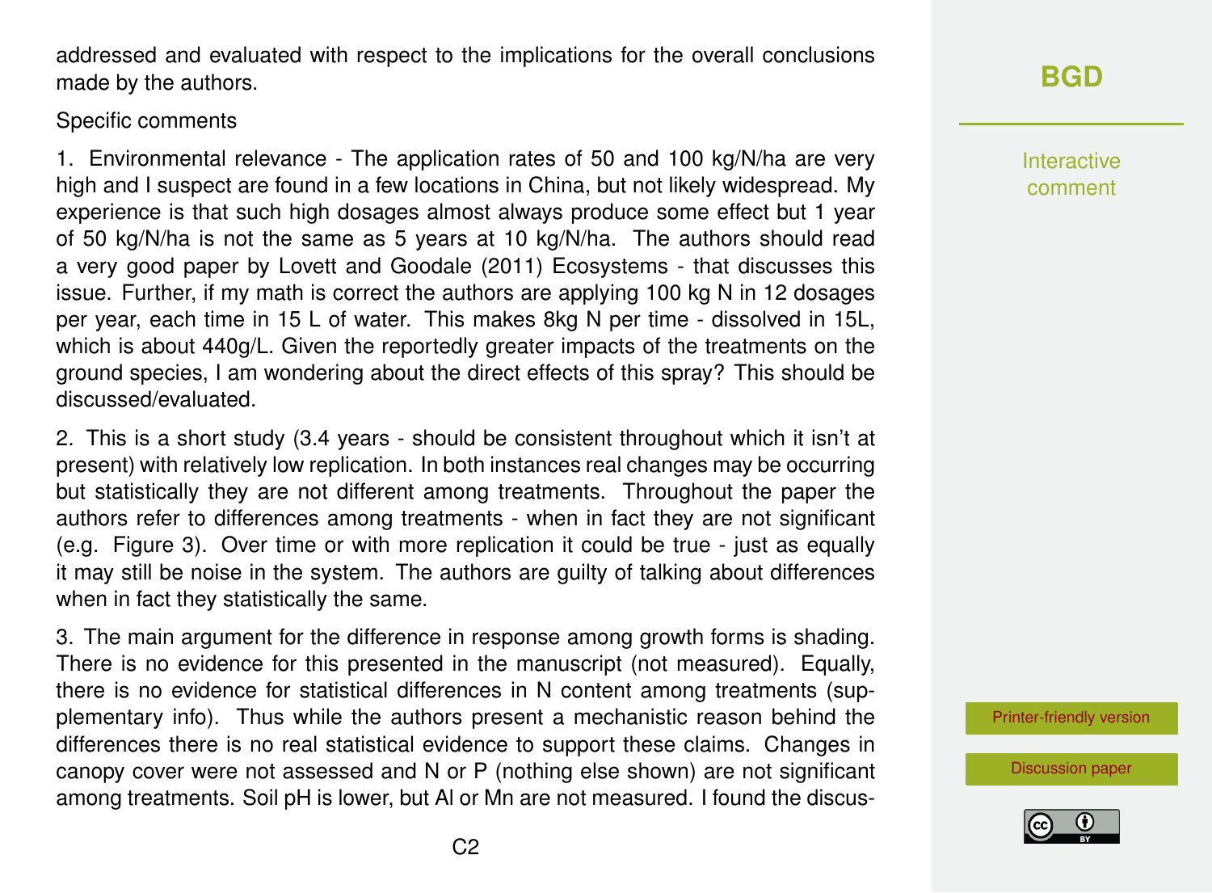addressed and evaluated with respect to the implications for the overall conclusions made by the authors.

Specific comments

1. Environmental relevance - The application rates of 50 and 100 kg/N/ha are very high and I suspect are found in a few locations in China, but not likely widespread. My experience is that such high dosages almost always produce some effect but 1 year of 50 kg/N/ha is not the same as 5 years at 10 kg/N/ha. The authors should read a very good paper by Lovett and Goodale (2011) Ecosystems - that discusses this issue. Further, if my math is correct the authors are applying 100 kg N in 12 dosages per year, each time in 15 L of water. This makes 8kg N per time - dissolved in 15L, which is about 440g/L. Given the reportedly greater impacts of the treatments on the ground species, I am wondering about the direct effects of this spray? This should be discussed/evaluated.

2. This is a short study (3.4 years - should be consistent throughout which it isn't at present) with relatively low replication. In both instances real changes may be occurring but statistically they are not different among treatments. Throughout the paper the authors refer to differences among treatments - when in fact they are not significant (e.g. Figure 3). Over time or with more replication it could be true - just as equally it may still be noise in the system. The authors are guilty of talking about differences when in fact they statistically the same.

3. The main argument for the difference in response among growth forms is shading. There is no evidence for this presented in the manuscript (not measured). Equally, there is no evidence for statistical differences in N content among treatments (supplementary info). Thus while the authors present a mechanistic reason behind the differences there is no real statistical evidence to support these claims. Changes in canopy cover were not assessed and N or P (nothing else shown) are not significant among treatments. Soil pH is lower, but Al or Mn are not measured. I found the discus-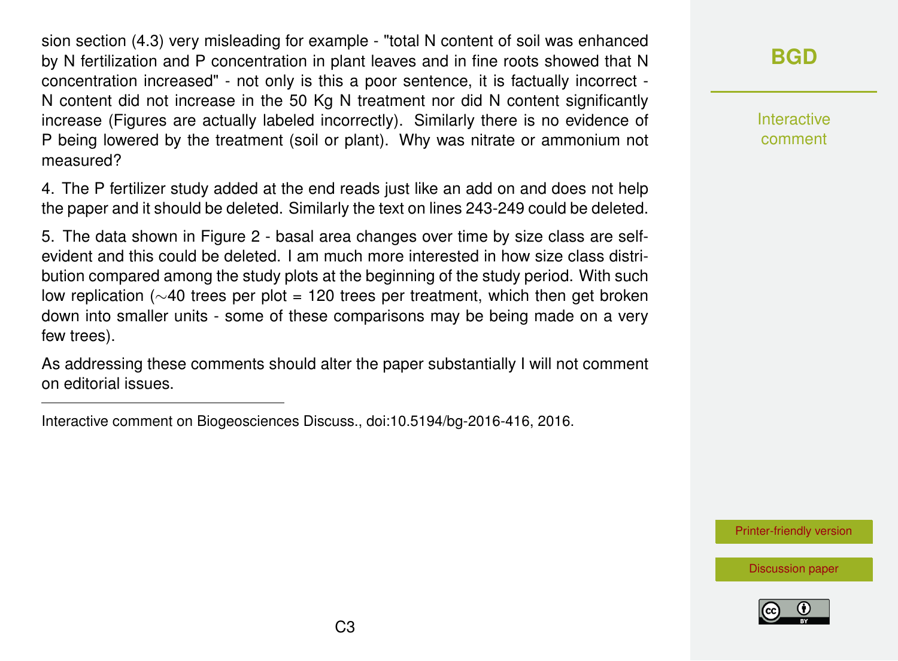sion section (4.3) very misleading for example - "total N content of soil was enhanced by N fertilization and P concentration in plant leaves and in fine roots showed that N concentration increased" - not only is this a poor sentence, it is factually incorrect - N content did not increase in the 50 Kg N treatment nor did N content significantly increase (Figures are actually labeled incorrectly). Similarly there is no evidence of P being lowered by the treatment (soil or plant). Why was nitrate or ammonium not measured?

4. The P fertilizer study added at the end reads just like an add on and does not help the paper and it should be deleted. Similarly the text on lines 243-249 could be deleted.

5. The data shown in Figure 2 - basal area changes over time by size class are self-evident and this could be deleted. I am much more interested in how size class distribution compared among the study plots at the beginning of the study period. With such low replication ($\sim$40 trees per plot = 120 trees per treatment, which then get broken down into smaller units - some of these comparisons may be being made on a very few trees).

As addressing these comments should alter the paper substantially I will not comment on editorial issues.

---

Interactive comment on Biogeosciences Discuss., doi:10.5194/bg-2016-416, 2016.